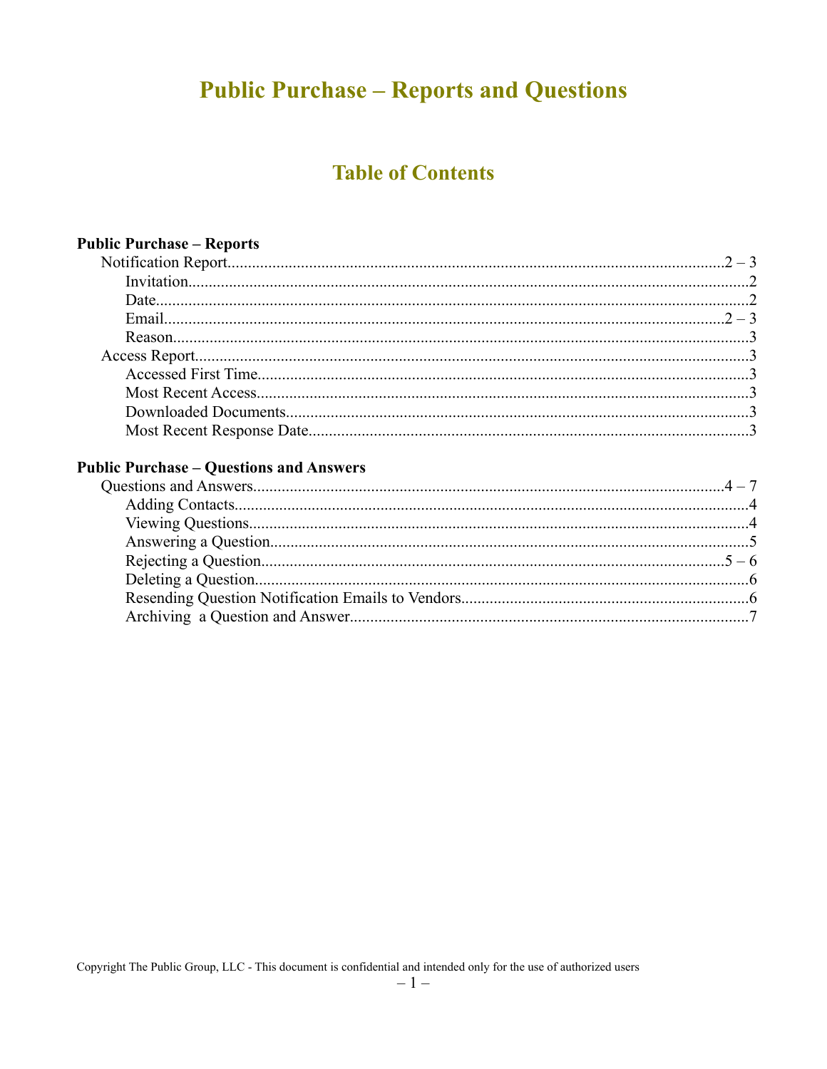# Public Purchase – Reports and Questions

## Table of Contents

**Public Purchase – Reports**

- Notification Report....................2 – 3
  - Invitation....................2
  - Date....................2
  - Email....................2 – 3
  - Reason....................3
- Access Report....................3
  - Accessed First Time....................3
  - Most Recent Access....................3
  - Downloaded Documents....................3
  - Most Recent Response Date....................3

**Public Purchase – Questions and Answers**

- Questions and Answers....................4 – 7
  - Adding Contacts....................4
  - Viewing Questions....................4
  - Answering a Question....................5
  - Rejecting a Question....................5 – 6
  - Deleting a Question....................6
  - Resending Question Notification Emails to Vendors....................6
  - Archiving a Question and Answer....................7

Copyright The Public Group, LLC - This document is confidential and intended only for the use of authorized users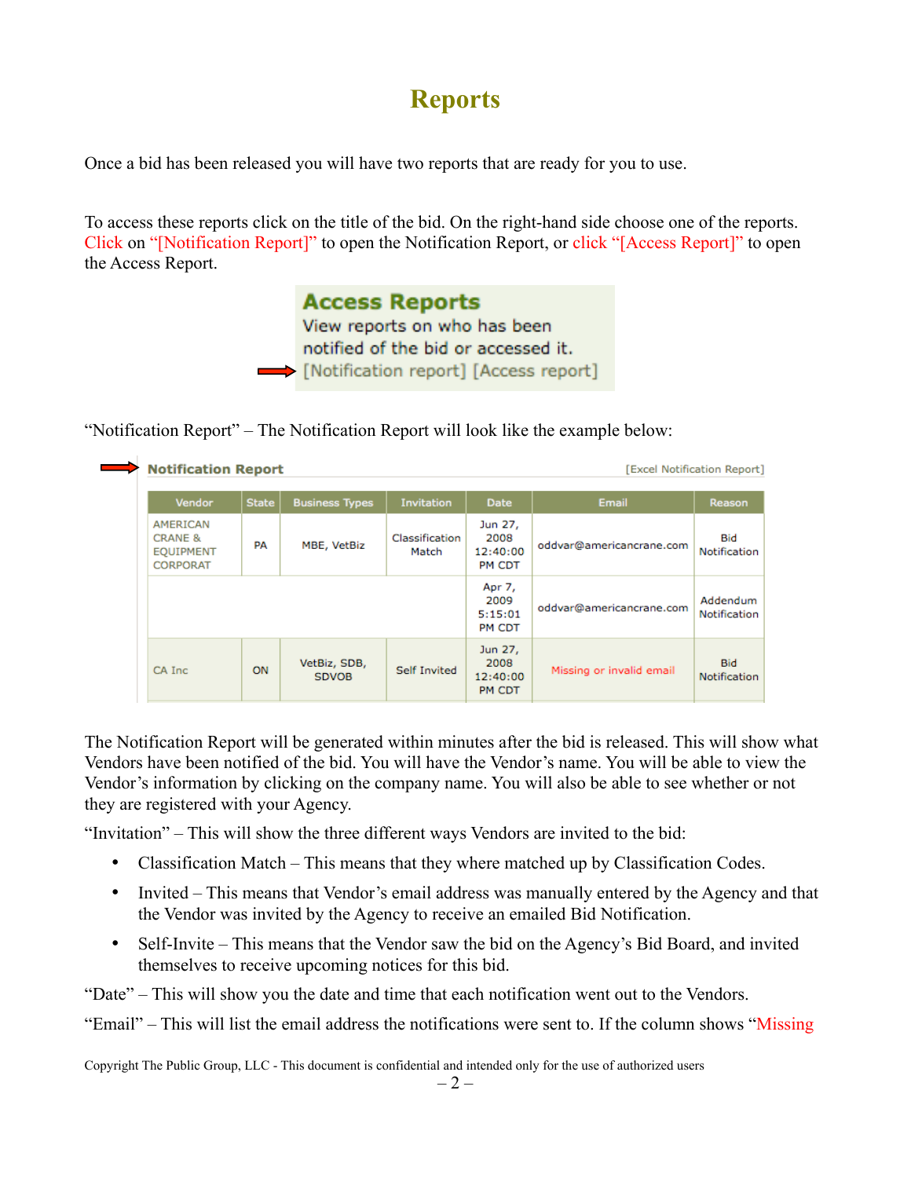# Reports

Once a bid has been released you will have two reports that are ready for you to use.

To access these reports click on the title of the bid. On the right-hand side choose one of the reports. Click on "[Notification Report]" to open the Notification Report, or click "[Access Report]" to open the Access Report.

**Access Reports**
View reports on who has been notified of the bid or accessed it.
[Notification report] [Access report]

"Notification Report" – The Notification Report will look like the example below:

**Notification Report** [Excel Notification Report]

| Vendor | State | Business Types | Invitation | Date | Email | Reason |
|---|---|---|---|---|---|---|
| AMERICAN CRANE & EQUIPMENT CORPORAT | PA | MBE, VetBiz | Classification Match | Jun 27, 2008 12:40:00 PM CDT | oddvar@americancrane.com | Bid Notification |
| | | | | Apr 7, 2009 5:15:01 PM CDT | oddvar@americancrane.com | Addendum Notification |
| CA Inc | ON | VetBiz, SDB, SDVOB | Self Invited | Jun 27, 2008 12:40:00 PM CDT | Missing or invalid email | Bid Notification |

The Notification Report will be generated within minutes after the bid is released. This will show what Vendors have been notified of the bid. You will have the Vendor's name. You will be able to view the Vendor's information by clicking on the company name. You will also be able to see whether or not they are registered with your Agency.

"Invitation" – This will show the three different ways Vendors are invited to the bid:

- Classification Match – This means that they where matched up by Classification Codes.
- Invited – This means that Vendor's email address was manually entered by the Agency and that the Vendor was invited by the Agency to receive an emailed Bid Notification.
- Self-Invite – This means that the Vendor saw the bid on the Agency's Bid Board, and invited themselves to receive upcoming notices for this bid.

"Date" – This will show you the date and time that each notification went out to the Vendors.

"Email" – This will list the email address the notifications were sent to. If the column shows "Missing

Copyright The Public Group, LLC - This document is confidential and intended only for the use of authorized users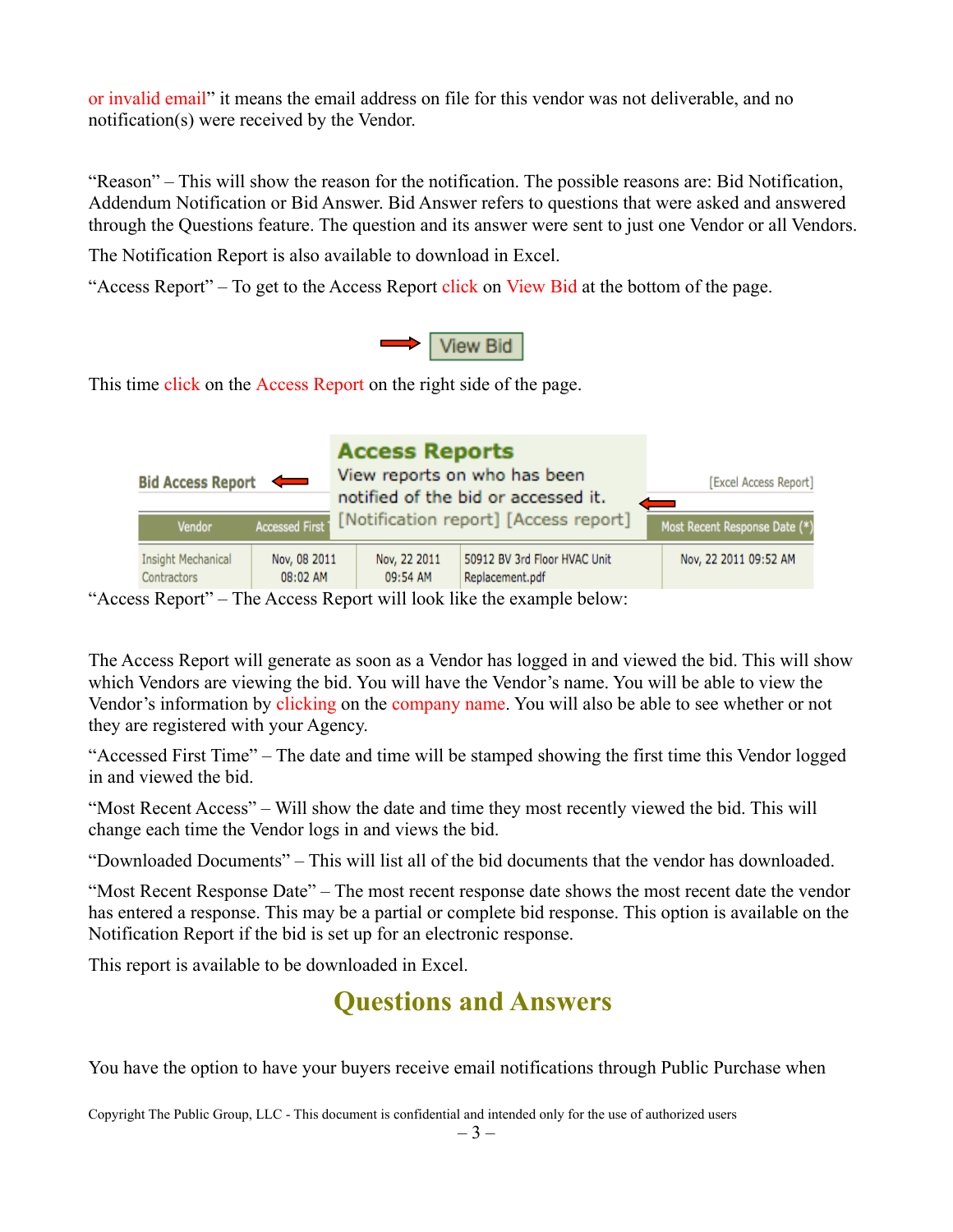or invalid email" it means the email address on file for this vendor was not deliverable, and no notification(s) were received by the Vendor.

"Reason" – This will show the reason for the notification. The possible reasons are: Bid Notification, Addendum Notification or Bid Answer. Bid Answer refers to questions that were asked and answered through the Questions feature. The question and its answer were sent to just one Vendor or all Vendors.

The Notification Report is also available to download in Excel.

"Access Report" – To get to the Access Report click on View Bid at the bottom of the page.

This time click on the Access Report on the right side of the page.

"Access Report" – The Access Report will look like the example below:

The Access Report will generate as soon as a Vendor has logged in and viewed the bid. This will show which Vendors are viewing the bid. You will have the Vendor's name. You will be able to view the Vendor's information by clicking on the company name. You will also be able to see whether or not they are registered with your Agency.

"Accessed First Time" – The date and time will be stamped showing the first time this Vendor logged in and viewed the bid.

"Most Recent Access" – Will show the date and time they most recently viewed the bid. This will change each time the Vendor logs in and views the bid.

"Downloaded Documents" – This will list all of the bid documents that the vendor has downloaded.

"Most Recent Response Date" – The most recent response date shows the most recent date the vendor has entered a response. This may be a partial or complete bid response. This option is available on the Notification Report if the bid is set up for an electronic response.

This report is available to be downloaded in Excel.

## Questions and Answers

You have the option to have your buyers receive email notifications through Public Purchase when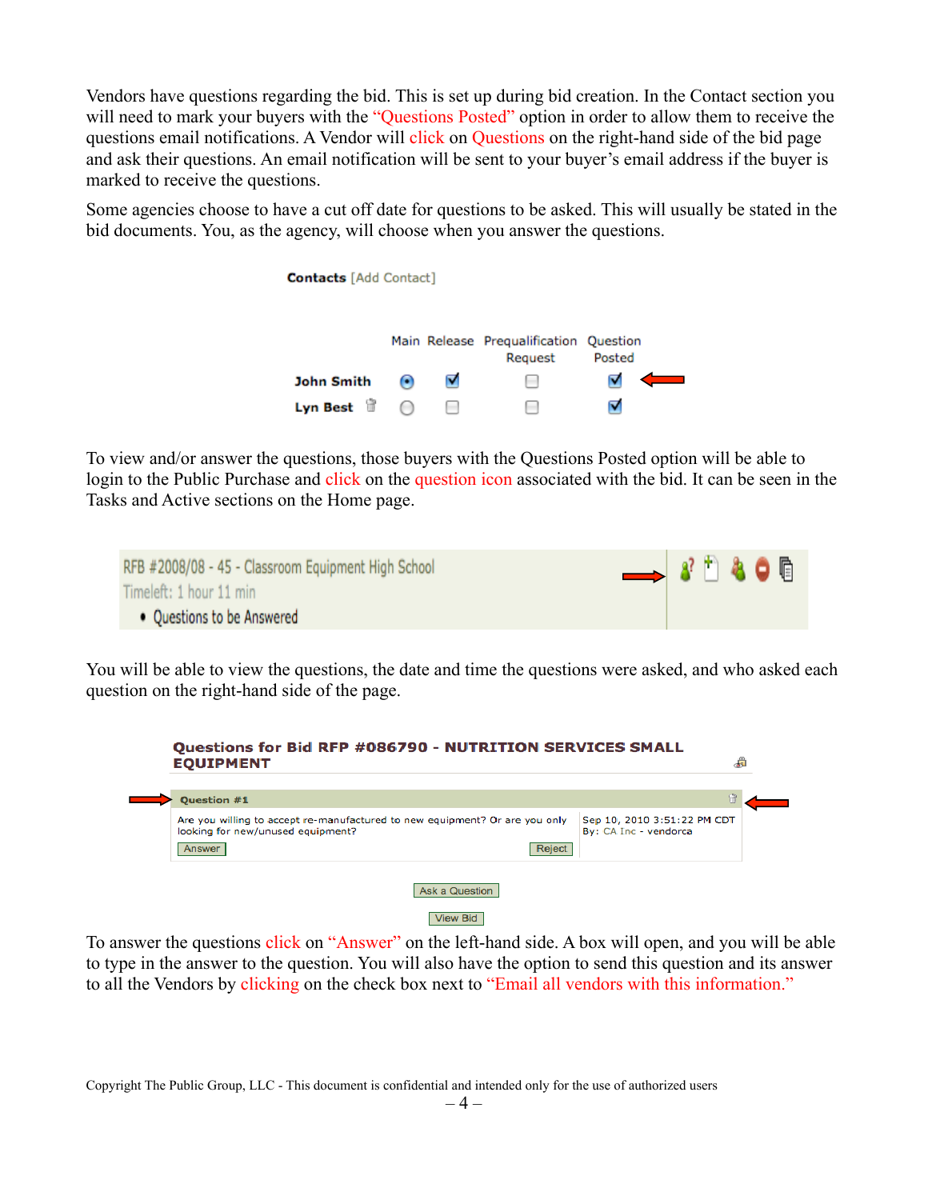Vendors have questions regarding the bid. This is set up during bid creation. In the Contact section you will need to mark your buyers with the "Questions Posted" option in order to allow them to receive the questions email notifications. A Vendor will click on Questions on the right-hand side of the bid page and ask their questions. An email notification will be sent to your buyer's email address if the buyer is marked to receive the questions.

Some agencies choose to have a cut off date for questions to be asked. This will usually be stated in the bid documents. You, as the agency, will choose when you answer the questions.

**Contacts** [Add Contact]

| | Main | Release | Prequalification Request | Question Posted |
|---|---|---|---|---|
| John Smith | ◉ | ☑ | ☐ | ☑ |
| Lyn Best | ○ | ☐ | ☐ | ☑ |

To view and/or answer the questions, those buyers with the Questions Posted option will be able to login to the Public Purchase and click on the question icon associated with the bid. It can be seen in the Tasks and Active sections on the Home page.

RFB #2008/08 - 45 - Classroom Equipment High School
Timeleft: 1 hour 11 min
- Questions to be Answered

You will be able to view the questions, the date and time the questions were asked, and who asked each question on the right-hand side of the page.

**Questions for Bid RFP #086790 - NUTRITION SERVICES SMALL EQUIPMENT**

**Question #1**

Are you willing to accept re-manufactured to new equipment? Or are you only looking for new/unused equipment?

Sep 10, 2010 3:51:22 PM CDT
By: CA Inc - vendorca

Answer | Reject

Ask a Question

View Bid

To answer the questions click on "Answer" on the left-hand side. A box will open, and you will be able to type in the answer to the question. You will also have the option to send this question and its answer to all the Vendors by clicking on the check box next to "Email all vendors with this information."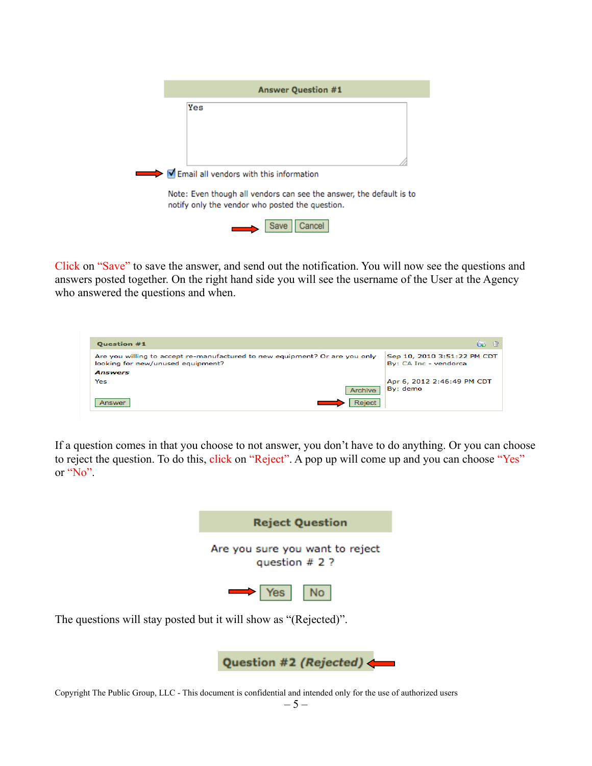**Answer Question #1**

Yes

☑ Email all vendors with this information

Note: Even though all vendors can see the answer, the default is to notify only the vendor who posted the question.

Save Cancel

Click on "Save" to save the answer, and send out the notification. You will now see the questions and answers posted together. On the right hand side you will see the username of the User at the Agency who answered the questions and when.

**Question #1**

Are you willing to accept re-manufactured to new equipment? Or are you only looking for new/unused equipment?

*Answers*

Yes

Sep 10, 2010 3:51:22 PM CDT
By: CA Inc - vendorca

Apr 6, 2012 2:46:49 PM CDT
By: demo

Answer Archive Reject

If a question comes in that you choose to not answer, you don't have to do anything. Or you can choose to reject the question. To do this, click on "Reject". A pop up will come up and you can choose "Yes" or "No".

**Reject Question**

Are you sure you want to reject question # 2 ?

Yes No

The questions will stay posted but it will show as "(Rejected)".

**Question #2 *(Rejected)***

Copyright The Public Group, LLC - This document is confidential and intended only for the use of authorized users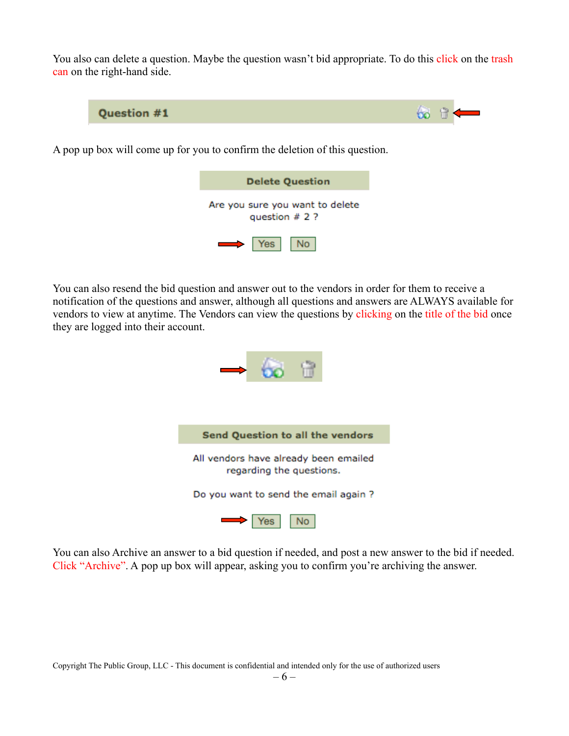You also can delete a question. Maybe the question wasn't bid appropriate. To do this click on the trash can on the right-hand side.

**Question #1**

A pop up box will come up for you to confirm the deletion of this question.

**Delete Question**

Are you sure you want to delete question # 2 ?

Yes No

You can also resend the bid question and answer out to the vendors in order for them to receive a notification of the questions and answer, although all questions and answers are ALWAYS available for vendors to view at anytime. The Vendors can view the questions by clicking on the title of the bid once they are logged into their account.

**Send Question to all the vendors**

All vendors have already been emailed regarding the questions.

Do you want to send the email again ?

Yes No

You can also Archive an answer to a bid question if needed, and post a new answer to the bid if needed. Click "Archive". A pop up box will appear, asking you to confirm you're archiving the answer.

Copyright The Public Group, LLC - This document is confidential and intended only for the use of authorized users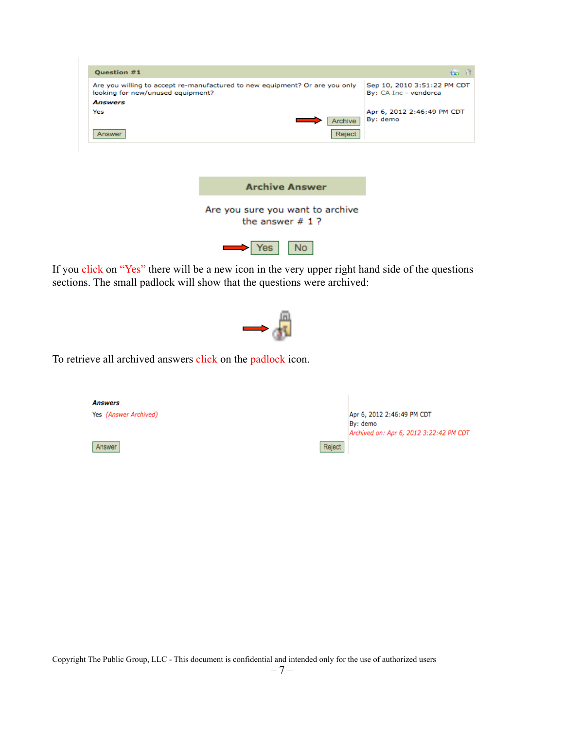| Question #1 | |
| --- | --- |
| Are you willing to accept re-manufactured to new equipment? Or are you only looking for new/unused equipment? | Sep 10, 2010 3:51:22 PM CDT By: CA Inc - vendorca |
| **Answers** Yes Archive | Apr 6, 2012 2:46:49 PM CDT By: demo |
| Answer Reject | |

**Archive Answer**

Are you sure you want to archive the answer # 1 ?

Yes No

If you click on "Yes" there will be a new icon in the very upper right hand side of the questions sections. The small padlock will show that the questions were archived:

To retrieve all archived answers click on the padlock icon.

| Answers | |
| --- | --- |
| Yes (Answer Archived) | Apr 6, 2012 2:46:49 PM CDT By: demo Archived on: Apr 6, 2012 3:22:42 PM CDT |
| Answer Reject | |

Copyright The Public Group, LLC - This document is confidential and intended only for the use of authorized users